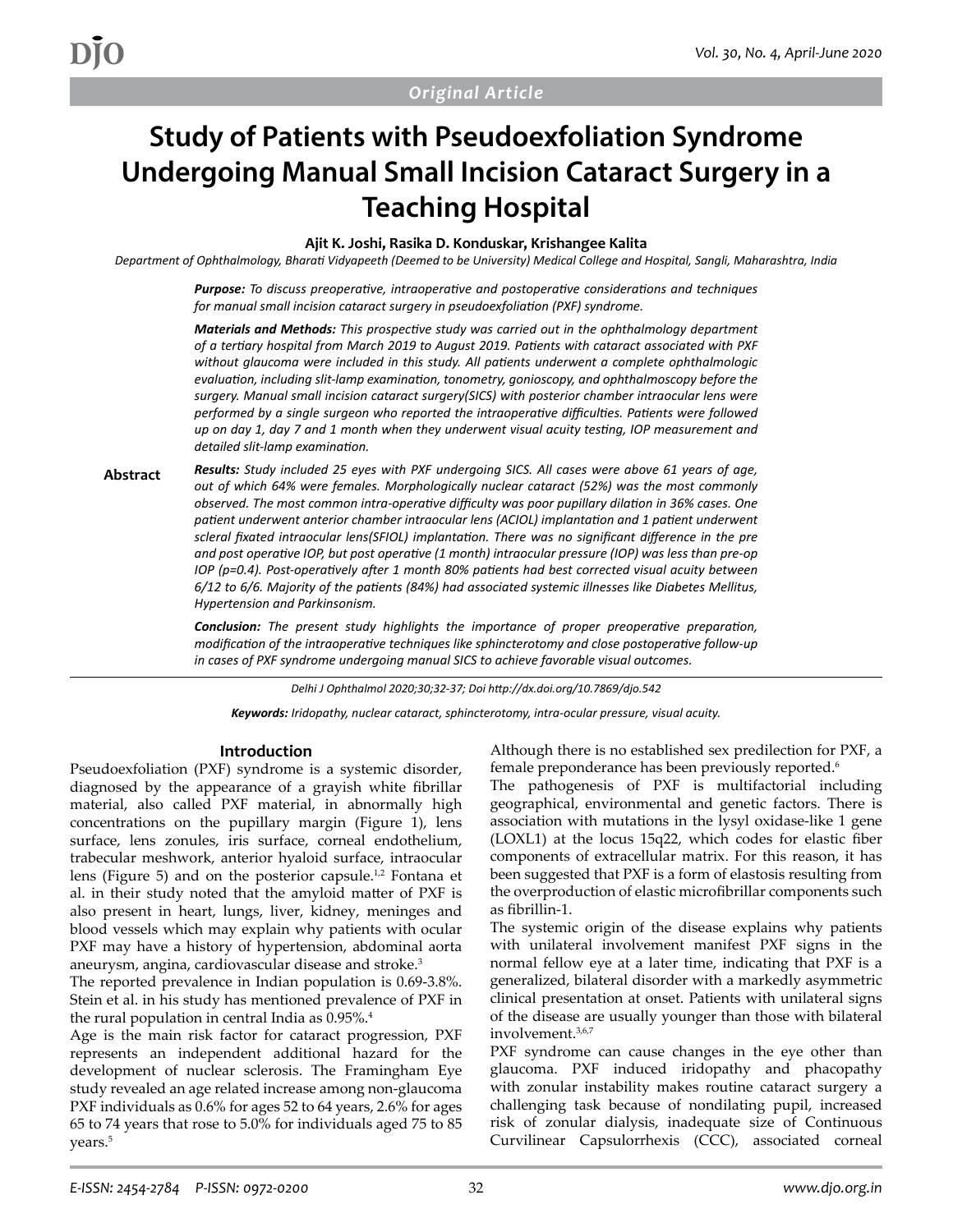*Original Article*

# Study of Patients with Pseudoexfoliation Syndrome Undergoing Manual Small Incision Cataract Surgery in a Teaching Hospital

**Ajit K. Joshi, Rasika D. Konduskar, Krishangee Kalita**

*Department of Ophthalmology, Bharati Vidyapeeth (Deemed to be University) Medical College and Hospital, Sangli, Maharashtra, India*

## Abstract

***Purpose:*** *To discuss preoperative, intraoperative and postoperative considerations and techniques for manual small incision cataract surgery in pseudoexfoliation (PXF) syndrome.*

***Materials and Methods:*** *This prospective study was carried out in the ophthalmology department of a tertiary hospital from March 2019 to August 2019. Patients with cataract associated with PXF without glaucoma were included in this study. All patients underwent a complete ophthalmologic evaluation, including slit-lamp examination, tonometry, gonioscopy, and ophthalmoscopy before the surgery. Manual small incision cataract surgery(SICS) with posterior chamber intraocular lens were performed by a single surgeon who reported the intraoperative difficulties. Patients were followed up on day 1, day 7 and 1 month when they underwent visual acuity testing, IOP measurement and detailed slit-lamp examination.*

***Results:*** *Study included 25 eyes with PXF undergoing SICS. All cases were above 61 years of age, out of which 64% were females. Morphologically nuclear cataract (52%) was the most commonly observed. The most common intra-operative difficulty was poor pupillary dilation in 36% cases. One patient underwent anterior chamber intraocular lens (ACIOL) implantation and 1 patient underwent scleral fixated intraocular lens(SFIOL) implantation. There was no significant difference in the pre and post operative IOP, but post operative (1 month) intraocular pressure (IOP) was less than pre-op IOP (p=0.4). Post-operatively after 1 month 80% patients had best corrected visual acuity between 6/12 to 6/6. Majority of the patients (84%) had associated systemic illnesses like Diabetes Mellitus, Hypertension and Parkinsonism.*

***Conclusion:*** *The present study highlights the importance of proper preoperative preparation, modification of the intraoperative techniques like sphincterotomy and close postoperative follow-up in cases of PXF syndrome undergoing manual SICS to achieve favorable visual outcomes.*

*Delhi J Ophthalmol 2020;30;32-37; Doi http://dx.doi.org/10.7869/djo.542*

***Keywords:*** *Iridopathy, nuclear cataract, sphincterotomy, intra-ocular pressure, visual acuity.*

## Introduction

Pseudoexfoliation (PXF) syndrome is a systemic disorder, diagnosed by the appearance of a grayish white fibrillar material, also called PXF material, in abnormally high concentrations on the pupillary margin (Figure 1), lens surface, lens zonules, iris surface, corneal endothelium, trabecular meshwork, anterior hyaloid surface, intraocular lens (Figure 5) and on the posterior capsule.[1,2] Fontana et al. in their study noted that the amyloid matter of PXF is also present in heart, lungs, liver, kidney, meninges and blood vessels which may explain why patients with ocular PXF may have a history of hypertension, abdominal aorta aneurysm, angina, cardiovascular disease and stroke.[3]

The reported prevalence in Indian population is 0.69-3.8%. Stein et al. in his study has mentioned prevalence of PXF in the rural population in central India as 0.95%.[4]

Age is the main risk factor for cataract progression, PXF represents an independent additional hazard for the development of nuclear sclerosis. The Framingham Eye study revealed an age related increase among non-glaucoma PXF individuals as 0.6% for ages 52 to 64 years, 2.6% for ages 65 to 74 years that rose to 5.0% for individuals aged 75 to 85 years.[5]

Although there is no established sex predilection for PXF, a female preponderance has been previously reported.[6]

The pathogenesis of PXF is multifactorial including geographical, environmental and genetic factors. There is association with mutations in the lysyl oxidase-like 1 gene (LOXL1) at the locus 15q22, which codes for elastic fiber components of extracellular matrix. For this reason, it has been suggested that PXF is a form of elastosis resulting from the overproduction of elastic microfibrillar components such as fibrillin-1.

The systemic origin of the disease explains why patients with unilateral involvement manifest PXF signs in the normal fellow eye at a later time, indicating that PXF is a generalized, bilateral disorder with a markedly asymmetric clinical presentation at onset. Patients with unilateral signs of the disease are usually younger than those with bilateral involvement.[3,6,7]

PXF syndrome can cause changes in the eye other than glaucoma. PXF induced iridopathy and phacopathy with zonular instability makes routine cataract surgery a challenging task because of nondilating pupil, increased risk of zonular dialysis, inadequate size of Continuous Curvilinear Capsulorrhexis (CCC), associated corneal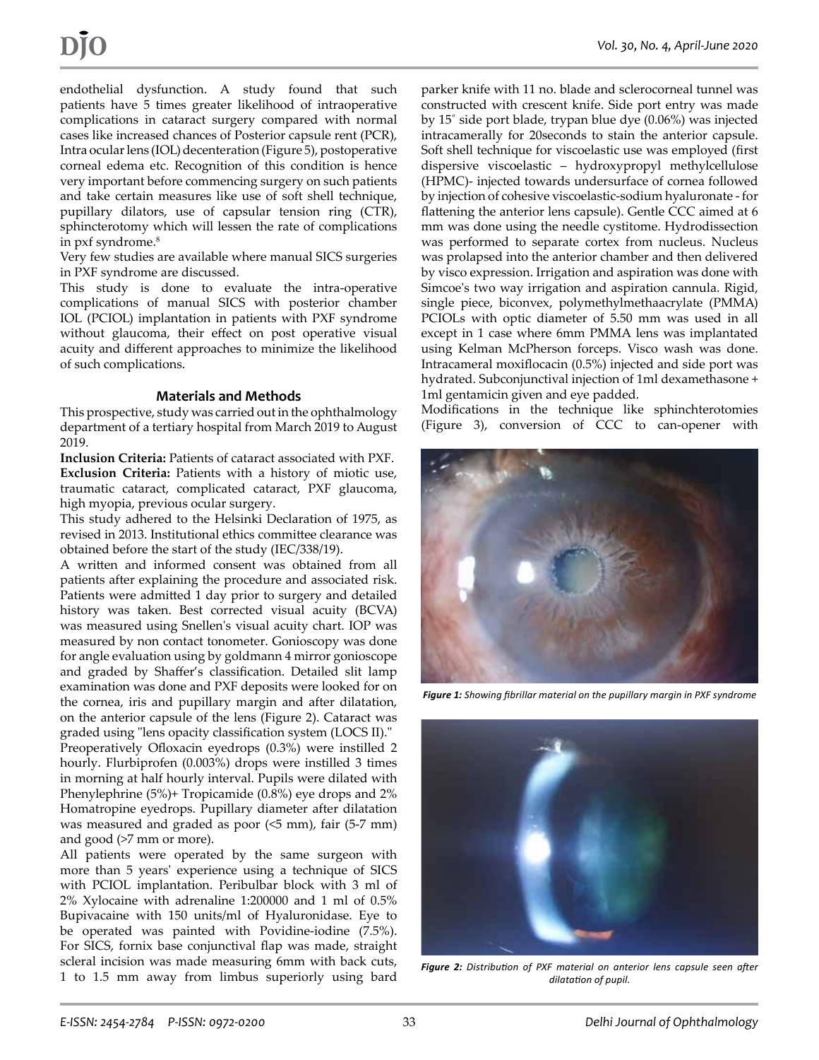endothelial dysfunction. A study found that such patients have 5 times greater likelihood of intraoperative complications in cataract surgery compared with normal cases like increased chances of Posterior capsule rent (PCR), Intra ocular lens (IOL) decenteration (Figure 5), postoperative corneal edema etc. Recognition of this condition is hence very important before commencing surgery on such patients and take certain measures like use of soft shell technique, pupillary dilators, use of capsular tension ring (CTR), sphincterotomy which will lessen the rate of complications in pxf syndrome.[8]

Very few studies are available where manual SICS surgeries in PXF syndrome are discussed.

This study is done to evaluate the intra-operative complications of manual SICS with posterior chamber IOL (PCIOL) implantation in patients with PXF syndrome without glaucoma, their effect on post operative visual acuity and different approaches to minimize the likelihood of such complications.

## Materials and Methods

This prospective, study was carried out in the ophthalmology department of a tertiary hospital from March 2019 to August 2019.

**Inclusion Criteria:** Patients of cataract associated with PXF.

**Exclusion Criteria:** Patients with a history of miotic use, traumatic cataract, complicated cataract, PXF glaucoma, high myopia, previous ocular surgery.

This study adhered to the Helsinki Declaration of 1975, as revised in 2013. Institutional ethics committee clearance was obtained before the start of the study (IEC/338/19).

A written and informed consent was obtained from all patients after explaining the procedure and associated risk. Patients were admitted 1 day prior to surgery and detailed history was taken. Best corrected visual acuity (BCVA) was measured using Snellen's visual acuity chart. IOP was measured by non contact tonometer. Gonioscopy was done for angle evaluation using by goldmann 4 mirror gonioscope and graded by Shaffer's classification. Detailed slit lamp examination was done and PXF deposits were looked for on the cornea, iris and pupillary margin and after dilatation, on the anterior capsule of the lens (Figure 2). Cataract was graded using "lens opacity classification system (LOCS II)."

Preoperatively Ofloxacin eyedrops (0.3%) were instilled 2 hourly. Flurbiprofen (0.003%) drops were instilled 3 times in morning at half hourly interval. Pupils were dilated with Phenylephrine (5%)+ Tropicamide (0.8%) eye drops and 2% Homatropine eyedrops. Pupillary diameter after dilatation was measured and graded as poor (<5 mm), fair (5-7 mm) and good (>7 mm or more).

All patients were operated by the same surgeon with more than 5 years' experience using a technique of SICS with PCIOL implantation. Peribulbar block with 3 ml of 2% Xylocaine with adrenaline 1:200000 and 1 ml of 0.5% Bupivacaine with 150 units/ml of Hyaluronidase. Eye to be operated was painted with Povidine-iodine (7.5%). For SICS, fornix base conjunctival flap was made, straight scleral incision was made measuring 6mm with back cuts, 1 to 1.5 mm away from limbus superiorly using bard parker knife with 11 no. blade and sclerocorneal tunnel was constructed with crescent knife. Side port entry was made by 15° side port blade, trypan blue dye (0.06%) was injected intracamerally for 20seconds to stain the anterior capsule. Soft shell technique for viscoelastic use was employed (first dispersive viscoelastic – hydroxypropyl methylcellulose (HPMC)- injected towards undersurface of cornea followed by injection of cohesive viscoelastic-sodium hyaluronate - for flattening the anterior lens capsule). Gentle CCC aimed at 6 mm was done using the needle cystitome. Hydrodissection was performed to separate cortex from nucleus. Nucleus was prolapsed into the anterior chamber and then delivered by visco expression. Irrigation and aspiration was done with Simcoe's two way irrigation and aspiration cannula. Rigid, single piece, biconvex, polymethylmethaacrylate (PMMA) PCIOLs with optic diameter of 5.50 mm was used in all except in 1 case where 6mm PMMA lens was implantated using Kelman McPherson forceps. Visco wash was done. Intracameral moxiflocacin (0.5%) injected and side port was hydrated. Subconjunctival injection of 1ml dexamethasone + 1ml gentamicin given and eye padded.

Modifications in the technique like sphinchterotomies (Figure 3), conversion of CCC to can-opener with

*Figure 1: Showing fibrillar material on the pupillary margin in PXF syndrome*

*Figure 2: Distribution of PXF material on anterior lens capsule seen after dilatation of pupil.*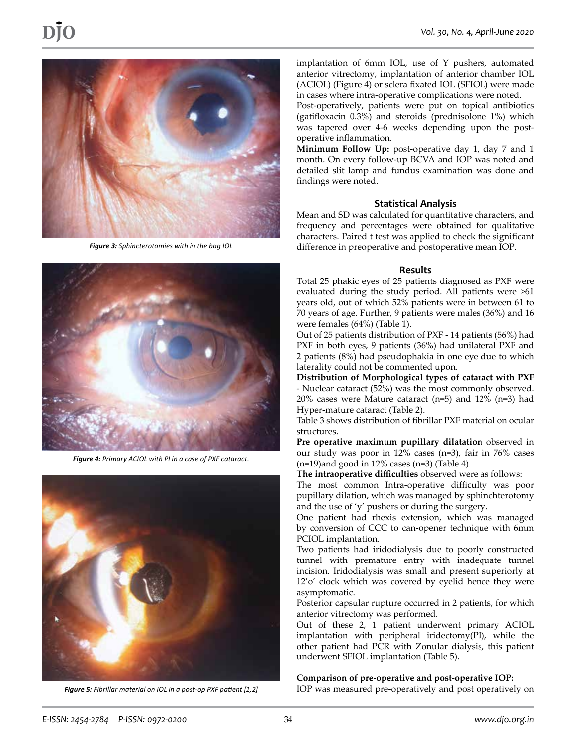*Figure 3: Sphincterotomies with in the bag IOL*

*Figure 4: Primary ACIOL with PI in a case of PXF cataract.*

*Figure 5: Fibrillar material on IOL in a post-op PXF patient [1,2]*

implantation of 6mm IOL, use of Y pushers, automated anterior vitrectomy, implantation of anterior chamber IOL (ACIOL) (Figure 4) or sclera fixated IOL (SFIOL) were made in cases where intra-operative complications were noted.

Post-operatively, patients were put on topical antibiotics (gatifloxacin 0.3%) and steroids (prednisolone 1%) which was tapered over 4-6 weeks depending upon the post-operative inflammation.

**Minimum Follow Up:** post-operative day 1, day 7 and 1 month. On every follow-up BCVA and IOP was noted and detailed slit lamp and fundus examination was done and findings were noted.

## Statistical Analysis

Mean and SD was calculated for quantitative characters, and frequency and percentages were obtained for qualitative characters. Paired t test was applied to check the significant difference in preoperative and postoperative mean IOP.

## Results

Total 25 phakic eyes of 25 patients diagnosed as PXF were evaluated during the study period. All patients were >61 years old, out of which 52% patients were in between 61 to 70 years of age. Further, 9 patients were males (36%) and 16 were females (64%) (Table 1).

Out of 25 patients distribution of PXF - 14 patients (56%) had PXF in both eyes, 9 patients (36%) had unilateral PXF and 2 patients (8%) had pseudophakia in one eye due to which laterality could not be commented upon.

**Distribution of Morphological types of cataract with PXF** - Nuclear cataract (52%) was the most commonly observed. 20% cases were Mature cataract (n=5) and 12% (n=3) had Hyper-mature cataract (Table 2).

Table 3 shows distribution of fibrillar PXF material on ocular structures.

**Pre operative maximum pupillary dilatation** observed in our study was poor in 12% cases (n=3), fair in 76% cases (n=19)and good in 12% cases (n=3) (Table 4).

**The intraoperative difficulties** observed were as follows:

The most common Intra-operative difficulty was poor pupillary dilation, which was managed by sphinchterotomy and the use of 'y' pushers or during the surgery.

One patient had rhexis extension, which was managed by conversion of CCC to can-opener technique with 6mm PCIOL implantation.

Two patients had iridodialysis due to poorly constructed tunnel with premature entry with inadequate tunnel incision. Iridodialysis was small and present superiorly at 12'o' clock which was covered by eyelid hence they were asymptomatic.

Posterior capsular rupture occurred in 2 patients, for which anterior vitrectomy was performed.

Out of these 2, 1 patient underwent primary ACIOL implantation with peripheral iridectomy(PI), while the other patient had PCR with Zonular dialysis, this patient underwent SFIOL implantation (Table 5).

**Comparison of pre-operative and post-operative IOP:**

IOP was measured pre-operatively and post operatively on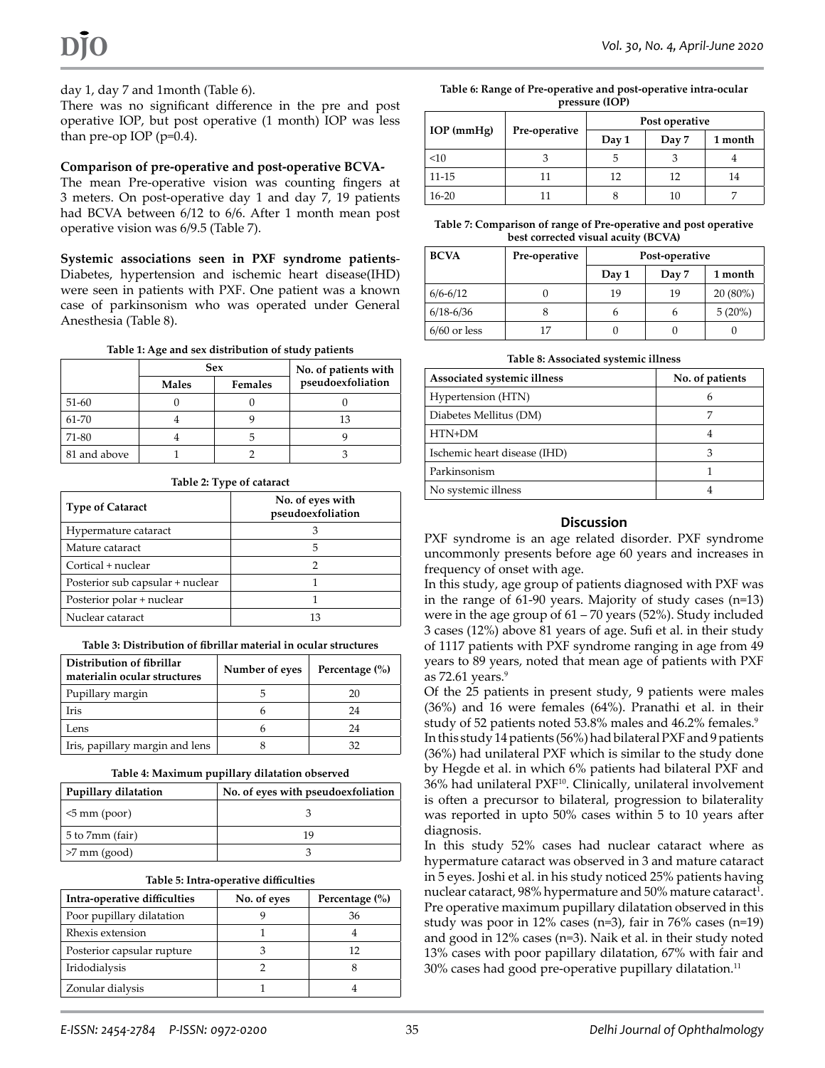day 1, day 7 and 1month (Table 6).

There was no significant difference in the pre and post operative IOP, but post operative (1 month) IOP was less than pre-op IOP (p=0.4).

**Comparison of pre-operative and post-operative BCVA-**

The mean Pre-operative vision was counting fingers at 3 meters. On post-operative day 1 and day 7, 19 patients had BCVA between 6/12 to 6/6. After 1 month mean post operative vision was 6/9.5 (Table 7).

**Systemic associations seen in PXF syndrome patients**-Diabetes, hypertension and ischemic heart disease(IHD) were seen in patients with PXF. One patient was a known case of parkinsonism who was operated under General Anesthesia (Table 8).

**Table 1: Age and sex distribution of study patients**

| | Sex | | No. of patients with pseudoexfoliation |
|---|---|---|---|
| | Males | Females | |
| 51-60 | 0 | 0 | 0 |
| 61-70 | 4 | 9 | 13 |
| 71-80 | 4 | 5 | 9 |
| 81 and above | 1 | 2 | 3 |

**Table 2: Type of cataract**

| Type of Cataract | No. of eyes with pseudoexfoliation |
|---|---|
| Hypermature cataract | 3 |
| Mature cataract | 5 |
| Cortical + nuclear | 2 |
| Posterior sub capsular + nuclear | 1 |
| Posterior polar + nuclear | 1 |
| Nuclear cataract | 13 |

**Table 3: Distribution of fibrillar material in ocular structures**

| Distribution of fibrillar materialin ocular structures | Number of eyes | Percentage (%) |
|---|---|---|
| Pupillary margin | 5 | 20 |
| Iris | 6 | 24 |
| Lens | 6 | 24 |
| Iris, papillary margin and lens | 8 | 32 |

**Table 4: Maximum pupillary dilatation observed**

| Pupillary dilatation | No. of eyes with pseudoexfoliation |
|---|---|
| <5 mm (poor) | 3 |
| 5 to 7mm (fair) | 19 |
| >7 mm (good) | 3 |

**Table 5: Intra-operative difficulties**

| Intra-operative difficulties | No. of eyes | Percentage (%) |
|---|---|---|
| Poor pupillary dilatation | 9 | 36 |
| Rhexis extension | 1 | 4 |
| Posterior capsular rupture | 3 | 12 |
| Iridodialysis | 2 | 8 |
| Zonular dialysis | 1 | 4 |

**Table 6: Range of Pre-operative and post-operative intra-ocular pressure (IOP)**

| IOP (mmHg) | Pre-operative | Post operative | | |
|---|---|---|---|---|
| | | Day 1 | Day 7 | 1 month |
| <10 | 3 | 5 | 3 | 4 |
| 11-15 | 11 | 12 | 12 | 14 |
| 16-20 | 11 | 8 | 10 | 7 |

**Table 7: Comparison of range of Pre-operative and post operative best corrected visual acuity (BCVA)**

| BCVA | Pre-operative | Post-operative | | |
|---|---|---|---|---|
| | | Day 1 | Day 7 | 1 month |
| 6/6-6/12 | 0 | 19 | 19 | 20 (80%) |
| 6/18-6/36 | 8 | 6 | 6 | 5 (20%) |
| 6/60 or less | 17 | 0 | 0 | 0 |

**Table 8: Associated systemic illness**

| Associated systemic illness | No. of patients |
|---|---|
| Hypertension (HTN) | 6 |
| Diabetes Mellitus (DM) | 7 |
| HTN+DM | 4 |
| Ischemic heart disease (IHD) | 3 |
| Parkinsonism | 1 |
| No systemic illness | 4 |

## Discussion

PXF syndrome is an age related disorder. PXF syndrome uncommonly presents before age 60 years and increases in frequency of onset with age.

In this study, age group of patients diagnosed with PXF was in the range of 61-90 years. Majority of study cases (n=13) were in the age group of 61 – 70 years (52%). Study included 3 cases (12%) above 81 years of age. Sufi et al. in their study of 1117 patients with PXF syndrome ranging in age from 49 years to 89 years, noted that mean age of patients with PXF as 72.61 years.[9]

Of the 25 patients in present study, 9 patients were males (36%) and 16 were females (64%). Pranathi et al. in their study of 52 patients noted 53.8% males and 46.2% females.[9]

In this study 14 patients (56%) had bilateral PXF and 9 patients (36%) had unilateral PXF which is similar to the study done by Hegde et al. in which 6% patients had bilateral PXF and 36% had unilateral PXF[10]. Clinically, unilateral involvement is often a precursor to bilateral, progression to bilaterality was reported in upto 50% cases within 5 to 10 years after diagnosis.

In this study 52% cases had nuclear cataract where as hypermature cataract was observed in 3 and mature cataract in 5 eyes. Joshi et al. in his study noticed 25% patients having nuclear cataract, 98% hypermature and 50% mature cataract[1]. Pre operative maximum pupillary dilatation observed in this study was poor in 12% cases (n=3), fair in 76% cases (n=19) and good in 12% cases (n=3). Naik et al. in their study noted 13% cases with poor papillary dilatation, 67% with fair and 30% cases had good pre-operative pupillary dilatation.[11]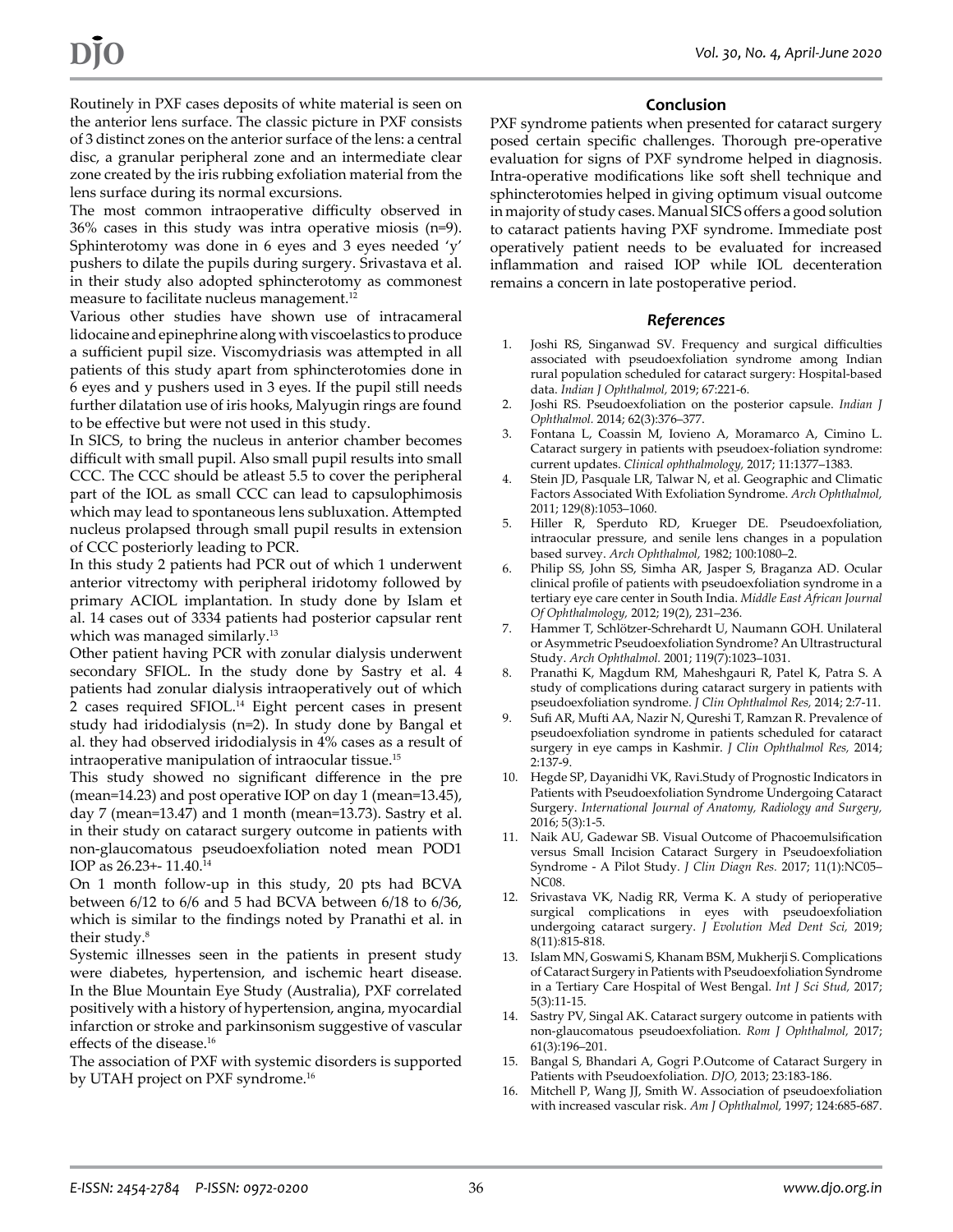Routinely in PXF cases deposits of white material is seen on the anterior lens surface. The classic picture in PXF consists of 3 distinct zones on the anterior surface of the lens: a central disc, a granular peripheral zone and an intermediate clear zone created by the iris rubbing exfoliation material from the lens surface during its normal excursions.

The most common intraoperative difficulty observed in 36% cases in this study was intra operative miosis (n=9). Sphinterotomy was done in 6 eyes and 3 eyes needed 'y' pushers to dilate the pupils during surgery. Srivastava et al. in their study also adopted sphincterotomy as commonest measure to facilitate nucleus management.[12]

Various other studies have shown use of intracameral lidocaine and epinephrine along with viscoelastics to produce a sufficient pupil size. Viscomydriasis was attempted in all patients of this study apart from sphincterotomies done in 6 eyes and y pushers used in 3 eyes. If the pupil still needs further dilatation use of iris hooks, Malyugin rings are found to be effective but were not used in this study.

In SICS, to bring the nucleus in anterior chamber becomes difficult with small pupil. Also small pupil results into small CCC. The CCC should be atleast 5.5 to cover the peripheral part of the IOL as small CCC can lead to capsulophimosis which may lead to spontaneous lens subluxation. Attempted nucleus prolapsed through small pupil results in extension of CCC posteriorly leading to PCR.

In this study 2 patients had PCR out of which 1 underwent anterior vitrectomy with peripheral iridotomy followed by primary ACIOL implantation. In study done by Islam et al. 14 cases out of 3334 patients had posterior capsular rent which was managed similarly.[13]

Other patient having PCR with zonular dialysis underwent secondary SFIOL. In the study done by Sastry et al. 4 patients had zonular dialysis intraoperatively out of which 2 cases required SFIOL.[14] Eight percent cases in present study had iridodialysis (n=2). In study done by Bangal et al. they had observed iridodialysis in 4% cases as a result of intraoperative manipulation of intraocular tissue.[15]

This study showed no significant difference in the pre (mean=14.23) and post operative IOP on day 1 (mean=13.45), day 7 (mean=13.47) and 1 month (mean=13.73). Sastry et al. in their study on cataract surgery outcome in patients with non-glaucomatous pseudoexfoliation noted mean POD1 IOP as 26.23+- 11.40.[14]

On 1 month follow-up in this study, 20 pts had BCVA between 6/12 to 6/6 and 5 had BCVA between 6/18 to 6/36, which is similar to the findings noted by Pranathi et al. in their study.[8]

Systemic illnesses seen in the patients in present study were diabetes, hypertension, and ischemic heart disease. In the Blue Mountain Eye Study (Australia), PXF correlated positively with a history of hypertension, angina, myocardial infarction or stroke and parkinsonism suggestive of vascular effects of the disease.[16]

The association of PXF with systemic disorders is supported by UTAH project on PXF syndrome.[16]

## Conclusion

PXF syndrome patients when presented for cataract surgery posed certain specific challenges. Thorough pre-operative evaluation for signs of PXF syndrome helped in diagnosis. Intra-operative modifications like soft shell technique and sphincterotomies helped in giving optimum visual outcome in majority of study cases. Manual SICS offers a good solution to cataract patients having PXF syndrome. Immediate post operatively patient needs to be evaluated for increased inflammation and raised IOP while IOL decenteration remains a concern in late postoperative period.

## *References*

1. Joshi RS, Singanwad SV. Frequency and surgical difficulties associated with pseudoexfoliation syndrome among Indian rural population scheduled for cataract surgery: Hospital-based data. *Indian J Ophthalmol,* 2019; 67:221-6.
2. Joshi RS. Pseudoexfoliation on the posterior capsule. *Indian J Ophthalmol.* 2014; 62(3):376–377.
3. Fontana L, Coassin M, Iovieno A, Moramarco A, Cimino L. Cataract surgery in patients with pseudoex-foliation syndrome: current updates. *Clinical ophthalmology,* 2017; 11:1377–1383.
4. Stein JD, Pasquale LR, Talwar N, et al. Geographic and Climatic Factors Associated With Exfoliation Syndrome. *Arch Ophthalmol,* 2011; 129(8):1053–1060.
5. Hiller R, Sperduto RD, Krueger DE. Pseudoexfoliation, intraocular pressure, and senile lens changes in a population based survey. *Arch Ophthalmol,* 1982; 100:1080–2.
6. Philip SS, John SS, Simha AR, Jasper S, Braganza AD. Ocular clinical profile of patients with pseudoexfoliation syndrome in a tertiary eye care center in South India. *Middle East African Journal Of Ophthalmology,* 2012; 19(2), 231–236.
7. Hammer T, Schlötzer-Schrehardt U, Naumann GOH. Unilateral or Asymmetric Pseudoexfoliation Syndrome? An Ultrastructural Study. *Arch Ophthalmol.* 2001; 119(7):1023–1031.
8. Pranathi K, Magdum RM, Maheshgauri R, Patel K, Patra S. A study of complications during cataract surgery in patients with pseudoexfoliation syndrome. *J Clin Ophthalmol Res,* 2014; 2:7-11.
9. Sufi AR, Mufti AA, Nazir N, Qureshi T, Ramzan R. Prevalence of pseudoexfoliation syndrome in patients scheduled for cataract surgery in eye camps in Kashmir. *J Clin Ophthalmol Res,* 2014; 2:137-9.
10. Hegde SP, Dayanidhi VK, Ravi.Study of Prognostic Indicators in Patients with Pseudoexfoliation Syndrome Undergoing Cataract Surgery. *International Journal of Anatomy, Radiology and Surgery,* 2016; 5(3):1-5.
11. Naik AU, Gadewar SB. Visual Outcome of Phacoemulsification versus Small Incision Cataract Surgery in Pseudoexfoliation Syndrome - A Pilot Study. *J Clin Diagn Res.* 2017; 11(1):NC05–NC08.
12. Srivastava VK, Nadig RR, Verma K. A study of perioperative surgical complications in eyes with pseudoexfoliation undergoing cataract surgery. *J Evolution Med Dent Sci,* 2019; 8(11):815-818.
13. Islam MN, Goswami S, Khanam BSM, Mukherji S. Complications of Cataract Surgery in Patients with Pseudoexfoliation Syndrome in a Tertiary Care Hospital of West Bengal. *Int J Sci Stud,* 2017; 5(3):11-15.
14. Sastry PV, Singal AK. Cataract surgery outcome in patients with non-glaucomatous pseudoexfoliation. *Rom J Ophthalmol,* 2017; 61(3):196–201.
15. Bangal S, Bhandari A, Gogri P.Outcome of Cataract Surgery in Patients with Pseudoexfoliation. *DJO,* 2013; 23:183-186.
16. Mitchell P, Wang JJ, Smith W. Association of pseudoexfoliation with increased vascular risk. *Am J Ophthalmol,* 1997; 124:685-687.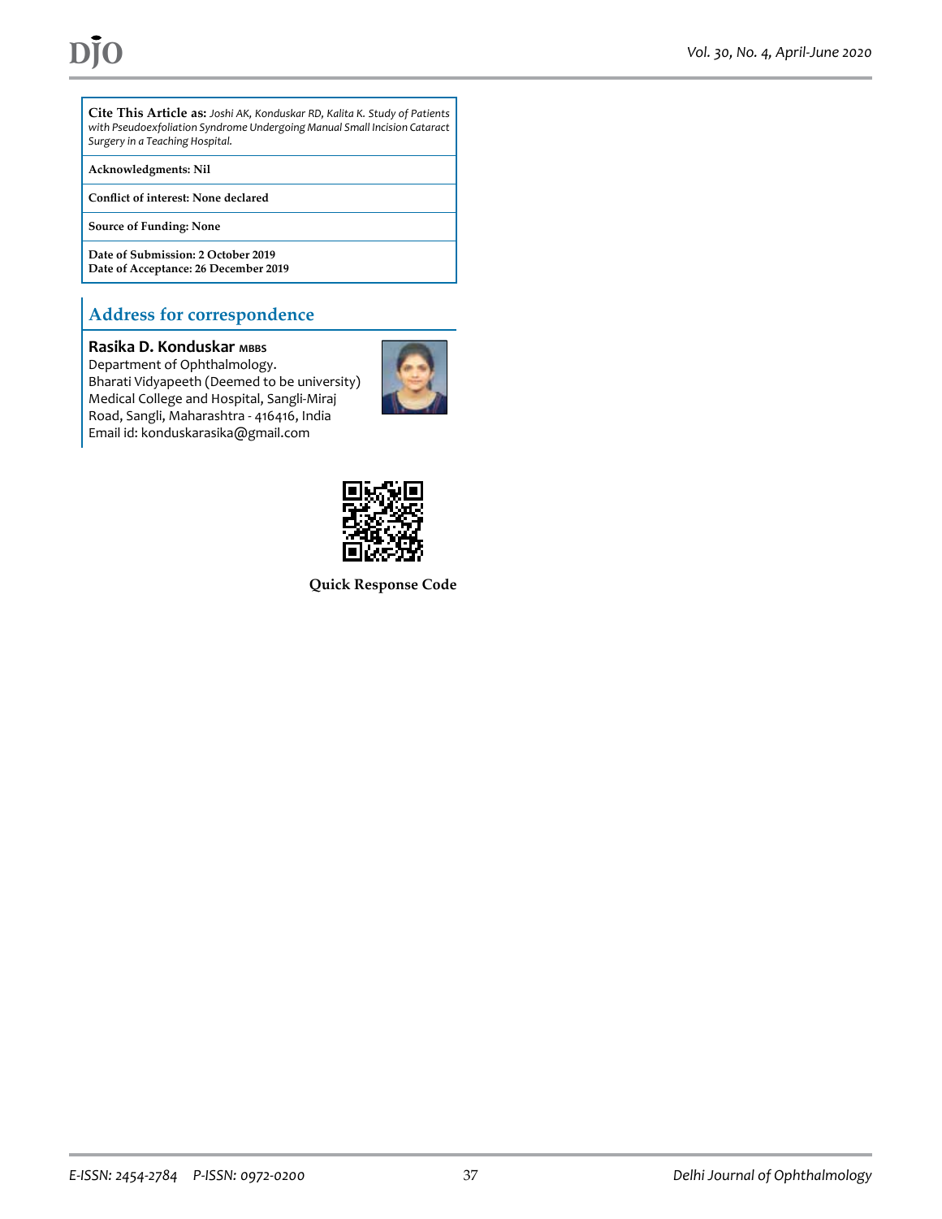**Cite This Article as:** *Joshi AK, Konduskar RD, Kalita K. Study of Patients with Pseudoexfoliation Syndrome Undergoing Manual Small Incision Cataract Surgery in a Teaching Hospital.*

**Acknowledgments: Nil**

**Conflict of interest: None declared**

**Source of Funding: None**

**Date of Submission: 2 October 2019**
**Date of Acceptance: 26 December 2019**

## Address for correspondence

**Rasika D. Konduskar** MBBS
Department of Ophthalmology.
Bharati Vidyapeeth (Deemed to be university)
Medical College and Hospital, Sangli-Miraj
Road, Sangli, Maharashtra - 416416, India
Email id: konduskarasika@gmail.com

**Quick Response Code**